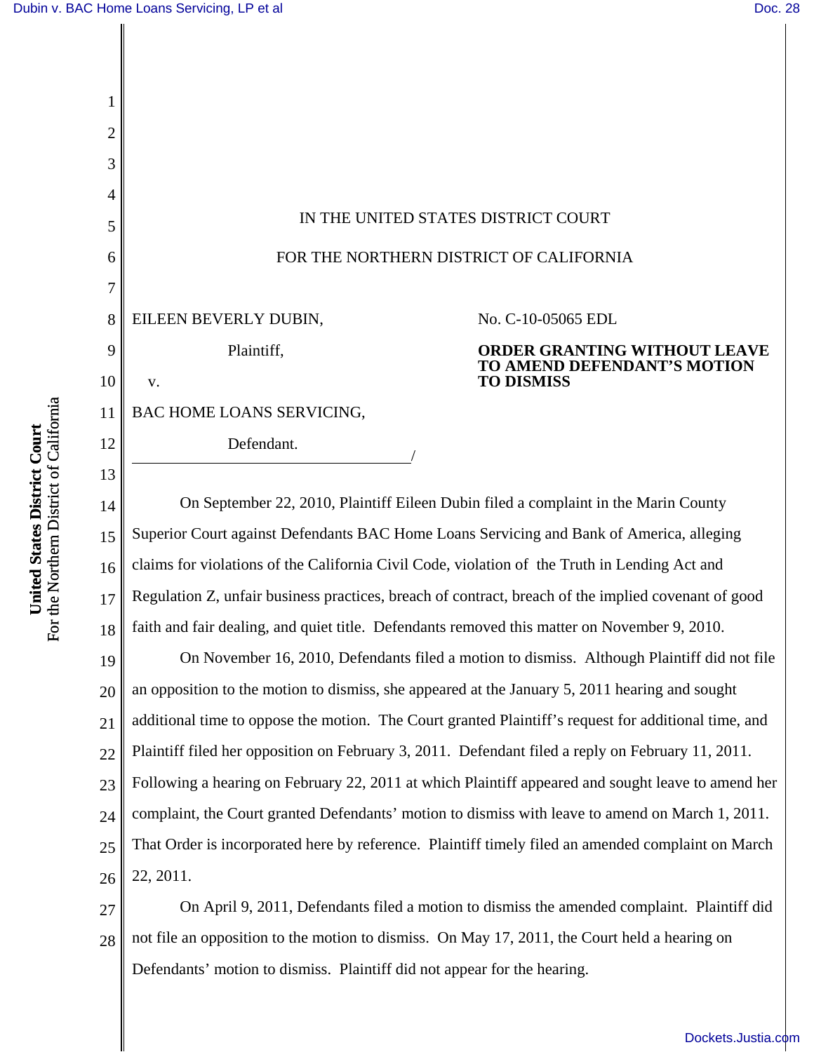IN THE UNITED STATES DISTRICT COURT

FOR THE NORTHERN DISTRICT OF CALIFORNIA

EILEEN BEVERLY DUBIN,

Plaintiff,

v.

BAC HOME LOANS SERVICING,

Defendant.
_______________________________________/

No. C-10-05065 EDL

**ORDER GRANTING WITHOUT LEAVE TO AMEND DEFENDANT'S MOTION TO DISMISS**

On September 22, 2010, Plaintiff Eileen Dubin filed a complaint in the Marin County Superior Court against Defendants BAC Home Loans Servicing and Bank of America, alleging claims for violations of the California Civil Code, violation of the Truth in Lending Act and Regulation Z, unfair business practices, breach of contract, breach of the implied covenant of good faith and fair dealing, and quiet title. Defendants removed this matter on November 9, 2010.

On November 16, 2010, Defendants filed a motion to dismiss. Although Plaintiff did not file an opposition to the motion to dismiss, she appeared at the January 5, 2011 hearing and sought additional time to oppose the motion. The Court granted Plaintiff's request for additional time, and Plaintiff filed her opposition on February 3, 2011. Defendant filed a reply on February 11, 2011. Following a hearing on February 22, 2011 at which Plaintiff appeared and sought leave to amend her complaint, the Court granted Defendants' motion to dismiss with leave to amend on March 1, 2011. That Order is incorporated here by reference. Plaintiff timely filed an amended complaint on March 22, 2011.

On April 9, 2011, Defendants filed a motion to dismiss the amended complaint. Plaintiff did not file an opposition to the motion to dismiss. On May 17, 2011, the Court held a hearing on Defendants' motion to dismiss. Plaintiff did not appear for the hearing.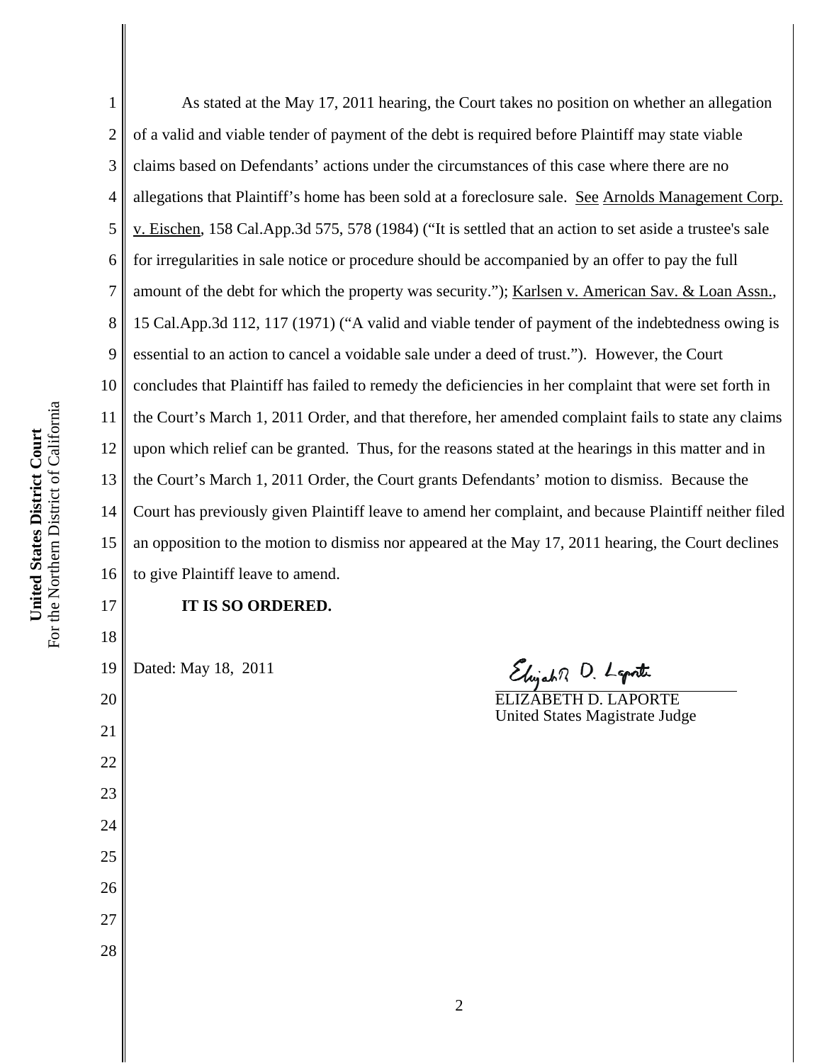As stated at the May 17, 2011 hearing, the Court takes no position on whether an allegation of a valid and viable tender of payment of the debt is required before Plaintiff may state viable claims based on Defendants' actions under the circumstances of this case where there are no allegations that Plaintiff's home has been sold at a foreclosure sale. See Arnolds Management Corp. v. Eischen, 158 Cal.App.3d 575, 578 (1984) ("It is settled that an action to set aside a trustee's sale for irregularities in sale notice or procedure should be accompanied by an offer to pay the full amount of the debt for which the property was security."); Karlsen v. American Sav. & Loan Assn., 15 Cal.App.3d 112, 117 (1971) ("A valid and viable tender of payment of the indebtedness owing is essential to an action to cancel a voidable sale under a deed of trust."). However, the Court concludes that Plaintiff has failed to remedy the deficiencies in her complaint that were set forth in the Court's March 1, 2011 Order, and that therefore, her amended complaint fails to state any claims upon which relief can be granted. Thus, for the reasons stated at the hearings in this matter and in the Court's March 1, 2011 Order, the Court grants Defendants' motion to dismiss. Because the Court has previously given Plaintiff leave to amend her complaint, and because Plaintiff neither filed an opposition to the motion to dismiss nor appeared at the May 17, 2011 hearing, the Court declines to give Plaintiff leave to amend.

**IT IS SO ORDERED.**

Dated: May 18, 2011

ELIZABETH D. LAPORTE
United States Magistrate Judge